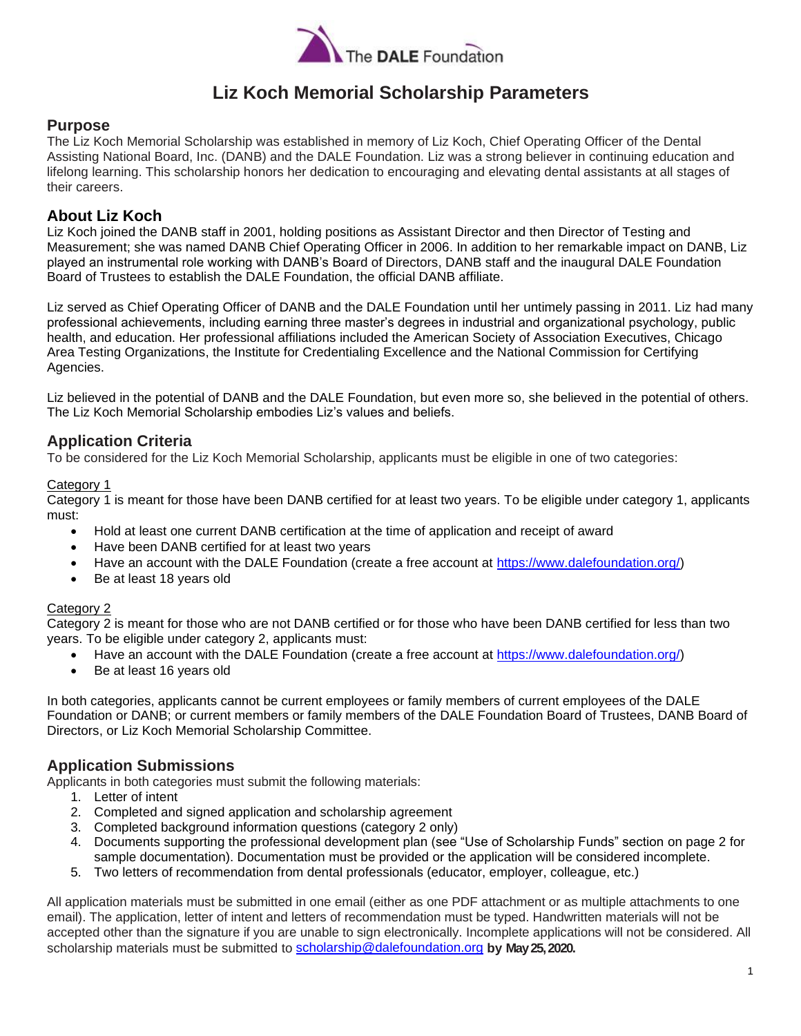The DALE Foundation

# Liz Koch Memorial Scholarship Parameters

## Purpose

The Liz Koch Memorial Scholarship was established in memory of Liz Koch, Chief Operating Officer of the Dental Assisting National Board, Inc. (DANB) and the DALE Foundation. Liz was a strong believer in continuing education and lifelong learning. This scholarship honors her dedication to encouraging and elevating dental assistants at all stages of their careers.

## About Liz Koch

Liz Koch joined the DANB staff in 2001, holding positions as Assistant Director and then Director of Testing and Measurement; she was named DANB Chief Operating Officer in 2006. In addition to her remarkable impact on DANB, Liz played an instrumental role working with DANB's Board of Directors, DANB staff and the inaugural DALE Foundation Board of Trustees to establish the DALE Foundation, the official DANB affiliate.

Liz served as Chief Operating Officer of DANB and the DALE Foundation until her untimely passing in 2011. Liz had many professional achievements, including earning three master's degrees in industrial and organizational psychology, public health, and education. Her professional affiliations included the American Society of Association Executives, Chicago Area Testing Organizations, the Institute for Credentialing Excellence and the National Commission for Certifying Agencies.

Liz believed in the potential of DANB and the DALE Foundation, but even more so, she believed in the potential of others. The Liz Koch Memorial Scholarship embodies Liz's values and beliefs.

## Application Criteria

To be considered for the Liz Koch Memorial Scholarship, applicants must be eligible in one of two categories:

### Category 1

Category 1 is meant for those have been DANB certified for at least two years. To be eligible under category 1, applicants must:

- Hold at least one current DANB certification at the time of application and receipt of award
- Have been DANB certified for at least two years
- Have an account with the DALE Foundation (create a free account at https://www.dalefoundation.org/)
- Be at least 18 years old

### Category 2

Category 2 is meant for those who are not DANB certified or for those who have been DANB certified for less than two years. To be eligible under category 2, applicants must:

- Have an account with the DALE Foundation (create a free account at https://www.dalefoundation.org/)
- Be at least 16 years old

In both categories, applicants cannot be current employees or family members of current employees of the DALE Foundation or DANB; or current members or family members of the DALE Foundation Board of Trustees, DANB Board of Directors, or Liz Koch Memorial Scholarship Committee.

## Application Submissions

Applicants in both categories must submit the following materials:

1. Letter of intent
2. Completed and signed application and scholarship agreement
3. Completed background information questions (category 2 only)
4. Documents supporting the professional development plan (see "Use of Scholarship Funds" section on page 2 for sample documentation). Documentation must be provided or the application will be considered incomplete.
5. Two letters of recommendation from dental professionals (educator, employer, colleague, etc.)

All application materials must be submitted in one email (either as one PDF attachment or as multiple attachments to one email). The application, letter of intent and letters of recommendation must be typed. Handwritten materials will not be accepted other than the signature if you are unable to sign electronically. Incomplete applications will not be considered. All scholarship materials must be submitted to scholarship@dalefoundation.org **by May 25, 2020.**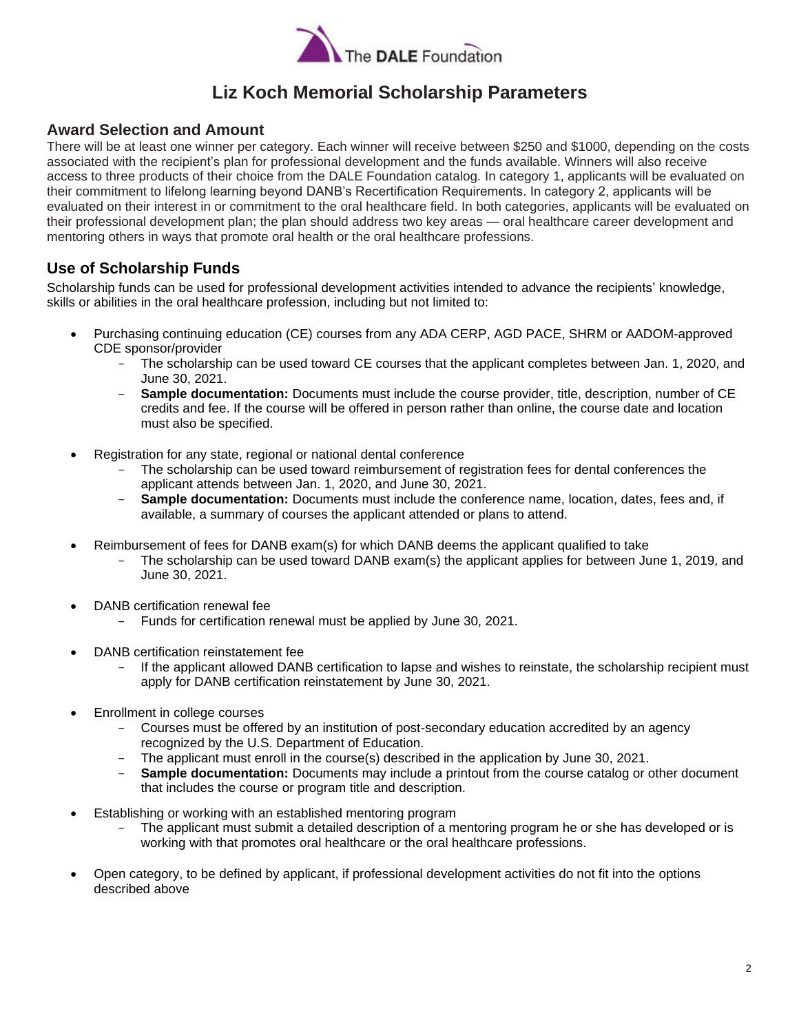# Liz Koch Memorial Scholarship Parameters

## Award Selection and Amount

There will be at least one winner per category. Each winner will receive between $250 and $1000, depending on the costs associated with the recipient's plan for professional development and the funds available. Winners will also receive access to three products of their choice from the DALE Foundation catalog. In category 1, applicants will be evaluated on their commitment to lifelong learning beyond DANB's Recertification Requirements. In category 2, applicants will be evaluated on their interest in or commitment to the oral healthcare field. In both categories, applicants will be evaluated on their professional development plan; the plan should address two key areas — oral healthcare career development and mentoring others in ways that promote oral health or the oral healthcare professions.

## Use of Scholarship Funds

Scholarship funds can be used for professional development activities intended to advance the recipients' knowledge, skills or abilities in the oral healthcare profession, including but not limited to:

- Purchasing continuing education (CE) courses from any ADA CERP, AGD PACE, SHRM or AADOM-approved CDE sponsor/provider
  - The scholarship can be used toward CE courses that the applicant completes between Jan. 1, 2020, and June 30, 2021.
  - **Sample documentation:** Documents must include the course provider, title, description, number of CE credits and fee. If the course will be offered in person rather than online, the course date and location must also be specified.

- Registration for any state, regional or national dental conference
  - The scholarship can be used toward reimbursement of registration fees for dental conferences the applicant attends between Jan. 1, 2020, and June 30, 2021.
  - **Sample documentation:** Documents must include the conference name, location, dates, fees and, if available, a summary of courses the applicant attended or plans to attend.

- Reimbursement of fees for DANB exam(s) for which DANB deems the applicant qualified to take
  - The scholarship can be used toward DANB exam(s) the applicant applies for between June 1, 2019, and June 30, 2021.

- DANB certification renewal fee
  - Funds for certification renewal must be applied by June 30, 2021.

- DANB certification reinstatement fee
  - If the applicant allowed DANB certification to lapse and wishes to reinstate, the scholarship recipient must apply for DANB certification reinstatement by June 30, 2021.

- Enrollment in college courses
  - Courses must be offered by an institution of post-secondary education accredited by an agency recognized by the U.S. Department of Education.
  - The applicant must enroll in the course(s) described in the application by June 30, 2021.
  - **Sample documentation:** Documents may include a printout from the course catalog or other document that includes the course or program title and description.

- Establishing or working with an established mentoring program
  - The applicant must submit a detailed description of a mentoring program he or she has developed or is working with that promotes oral healthcare or the oral healthcare professions.

- Open category, to be defined by applicant, if professional development activities do not fit into the options described above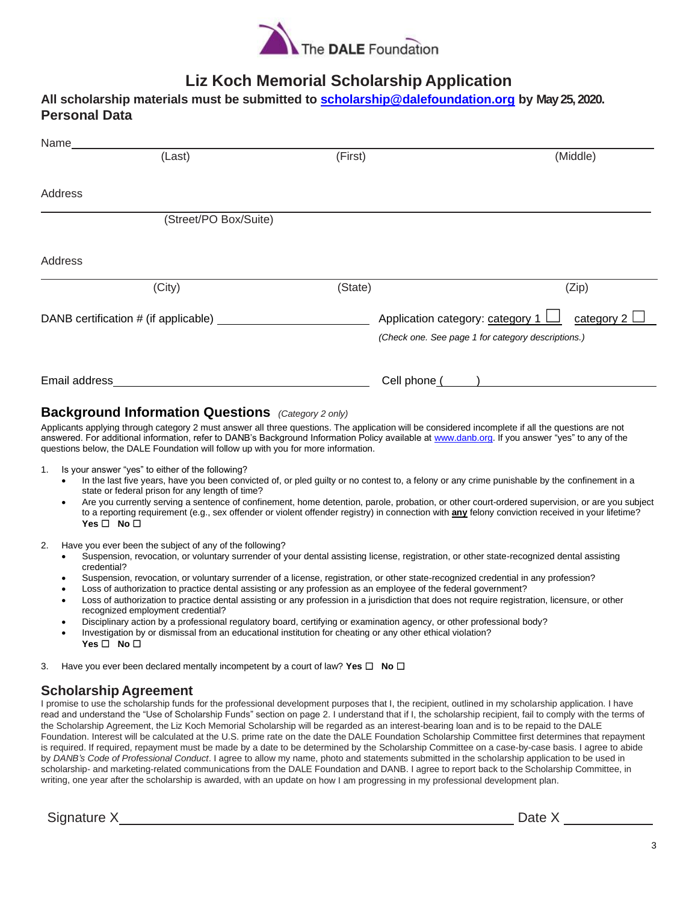The DALE Foundation

# Liz Koch Memorial Scholarship Application

**All scholarship materials must be submitted to scholarship@dalefoundation.org by May 25, 2020.**

## Personal Data

Name ______________________________________________________________________

(Last) (First) (Middle)

Address

______________________________________________________________________

(Street/PO Box/Suite)

Address

______________________________________________________________________

(City) (State) (Zip)

DANB certification # (if applicable) ____________________ Application category: category 1 ☐ category 2 ☐

*(Check one. See page 1 for category descriptions.)*

Email address ______________________________ Cell phone (____) ____________________

## Background Information Questions *(Category 2 only)*

Applicants applying through category 2 must answer all three questions. The application will be considered incomplete if all the questions are not answered. For additional information, refer to DANB's Background Information Policy available at www.danb.org. If you answer "yes" to any of the questions below, the DALE Foundation will follow up with you for more information.

1. Is your answer "yes" to either of the following?
   - In the last five years, have you been convicted of, or pled guilty or no contest to, a felony or any crime punishable by the confinement in a state or federal prison for any length of time?
   - Are you currently serving a sentence of confinement, home detention, parole, probation, or other court-ordered supervision, or are you subject to a reporting requirement (e.g., sex offender or violent offender registry) in connection with **any** felony conviction received in your lifetime?
   
   **Yes** ☐ **No** ☐

2. Have you ever been the subject of any of the following?
   - Suspension, revocation, or voluntary surrender of your dental assisting license, registration, or other state-recognized dental assisting credential?
   - Suspension, revocation, or voluntary surrender of a license, registration, or other state-recognized credential in any profession?
   - Loss of authorization to practice dental assisting or any profession as an employee of the federal government?
   - Loss of authorization to practice dental assisting or any profession in a jurisdiction that does not require registration, licensure, or other recognized employment credential?
   - Disciplinary action by a professional regulatory board, certifying or examination agency, or other professional body?
   - Investigation by or dismissal from an educational institution for cheating or any other ethical violation?
   
   **Yes** ☐ **No** ☐

3. Have you ever been declared mentally incompetent by a court of law? **Yes** ☐ **No** ☐

## Scholarship Agreement

I promise to use the scholarship funds for the professional development purposes that I, the recipient, outlined in my scholarship application. I have read and understand the "Use of Scholarship Funds" section on page 2. I understand that if I, the scholarship recipient, fail to comply with the terms of the Scholarship Agreement, the Liz Koch Memorial Scholarship will be regarded as an interest-bearing loan and is to be repaid to the DALE Foundation. Interest will be calculated at the U.S. prime rate on the date the DALE Foundation Scholarship Committee first determines that repayment is required. If required, repayment must be made by a date to be determined by the Scholarship Committee on a case-by-case basis. I agree to abide by *DANB's Code of Professional Conduct*. I agree to allow my name, photo and statements submitted in the scholarship application to be used in scholarship- and marketing-related communications from the DALE Foundation and DANB. I agree to report back to the Scholarship Committee, in writing, one year after the scholarship is awarded, with an update on how I am progressing in my professional development plan.

Signature X ______________________________________________ Date X ____________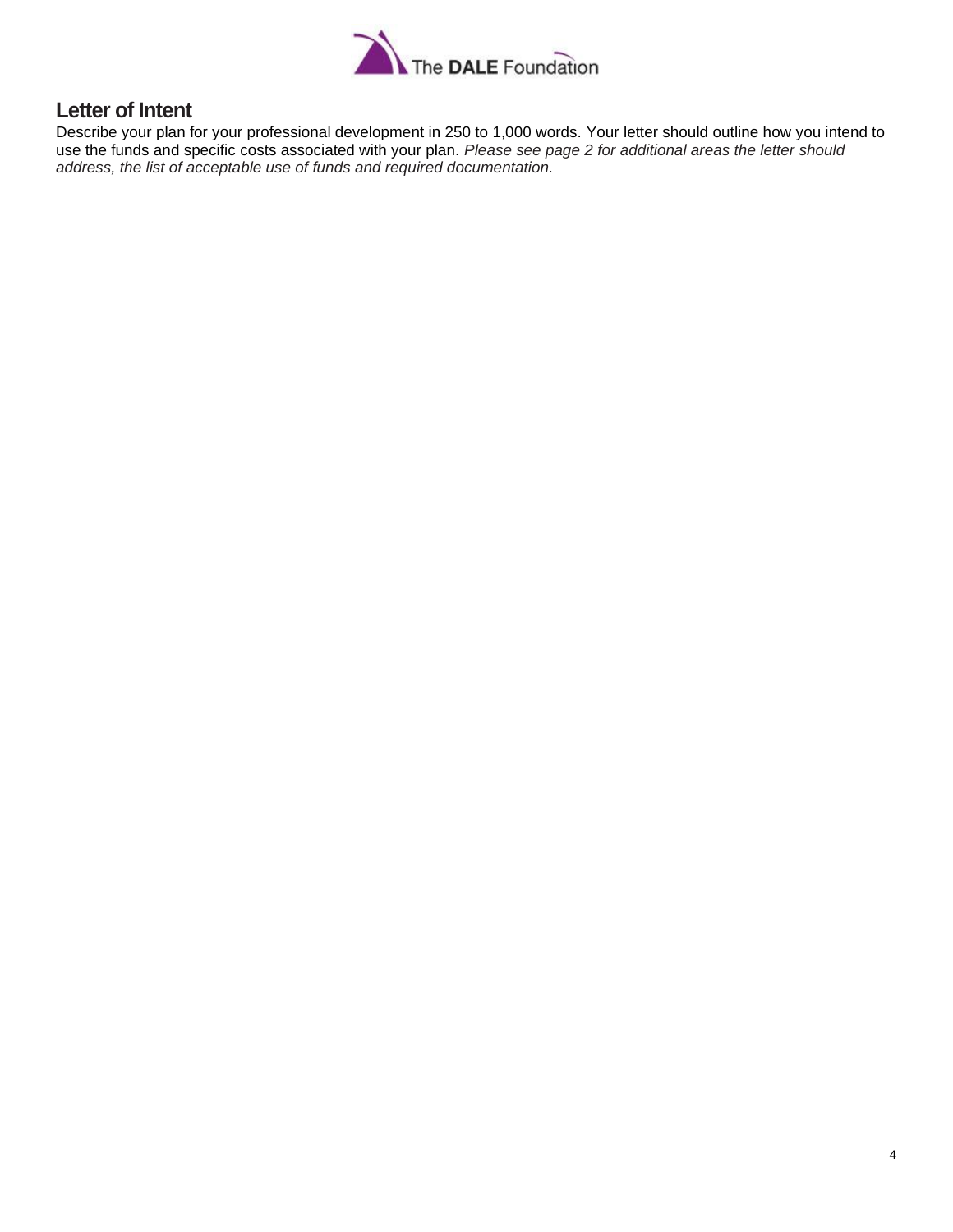## Letter of Intent

Describe your plan for your professional development in 250 to 1,000 words. Your letter should outline how you intend to use the funds and specific costs associated with your plan. *Please see page 2 for additional areas the letter should address, the list of acceptable use of funds and required documentation.*